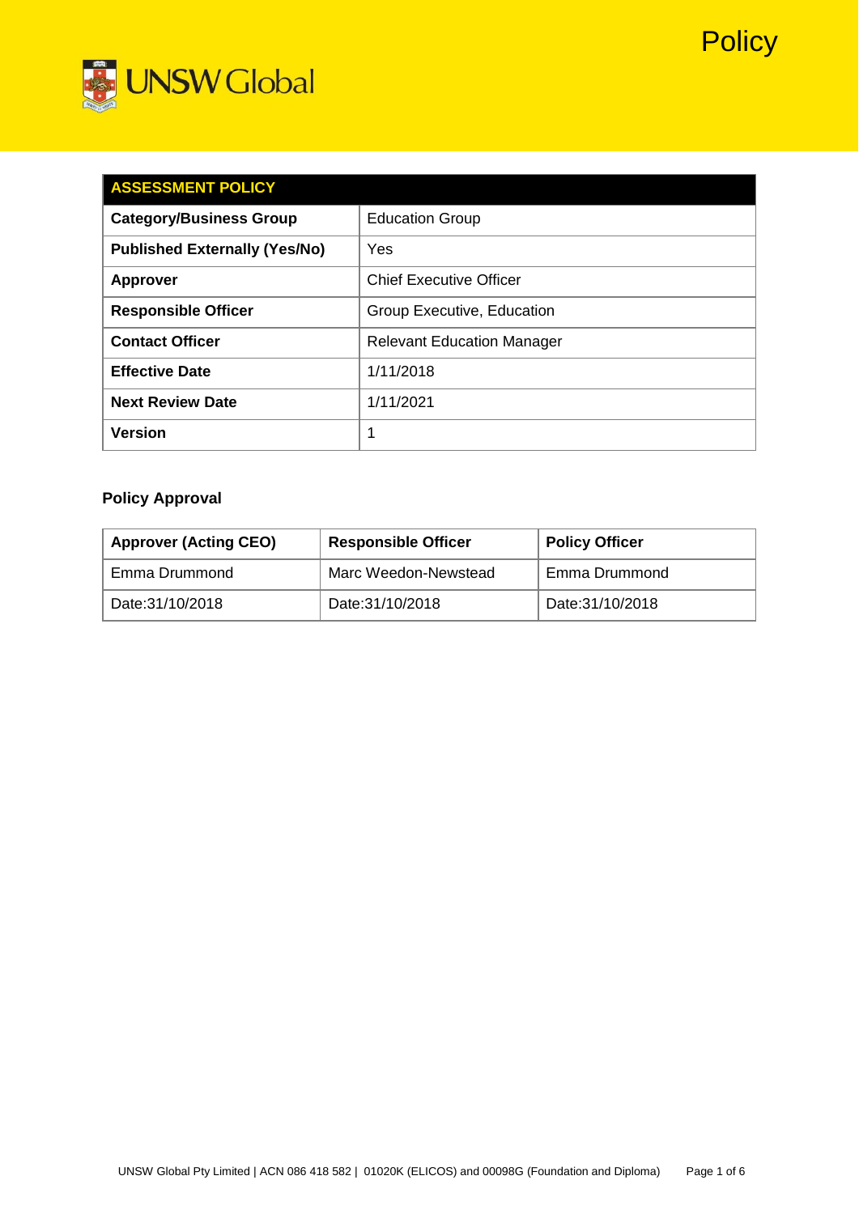Policy

UNSW Global

| ASSESSMENT POLICY | |
|---|---|
| **Category/Business Group** | Education Group |
| **Published Externally (Yes/No)** | Yes |
| **Approver** | Chief Executive Officer |
| **Responsible Officer** | Group Executive, Education |
| **Contact Officer** | Relevant Education Manager |
| **Effective Date** | 1/11/2018 |
| **Next Review Date** | 1/11/2021 |
| **Version** | 1 |

### Policy Approval

| Approver (Acting CEO) | Responsible Officer | Policy Officer |
|---|---|---|
| Emma Drummond | Marc Weedon-Newstead | Emma Drummond |
| Date:31/10/2018 | Date:31/10/2018 | Date:31/10/2018 |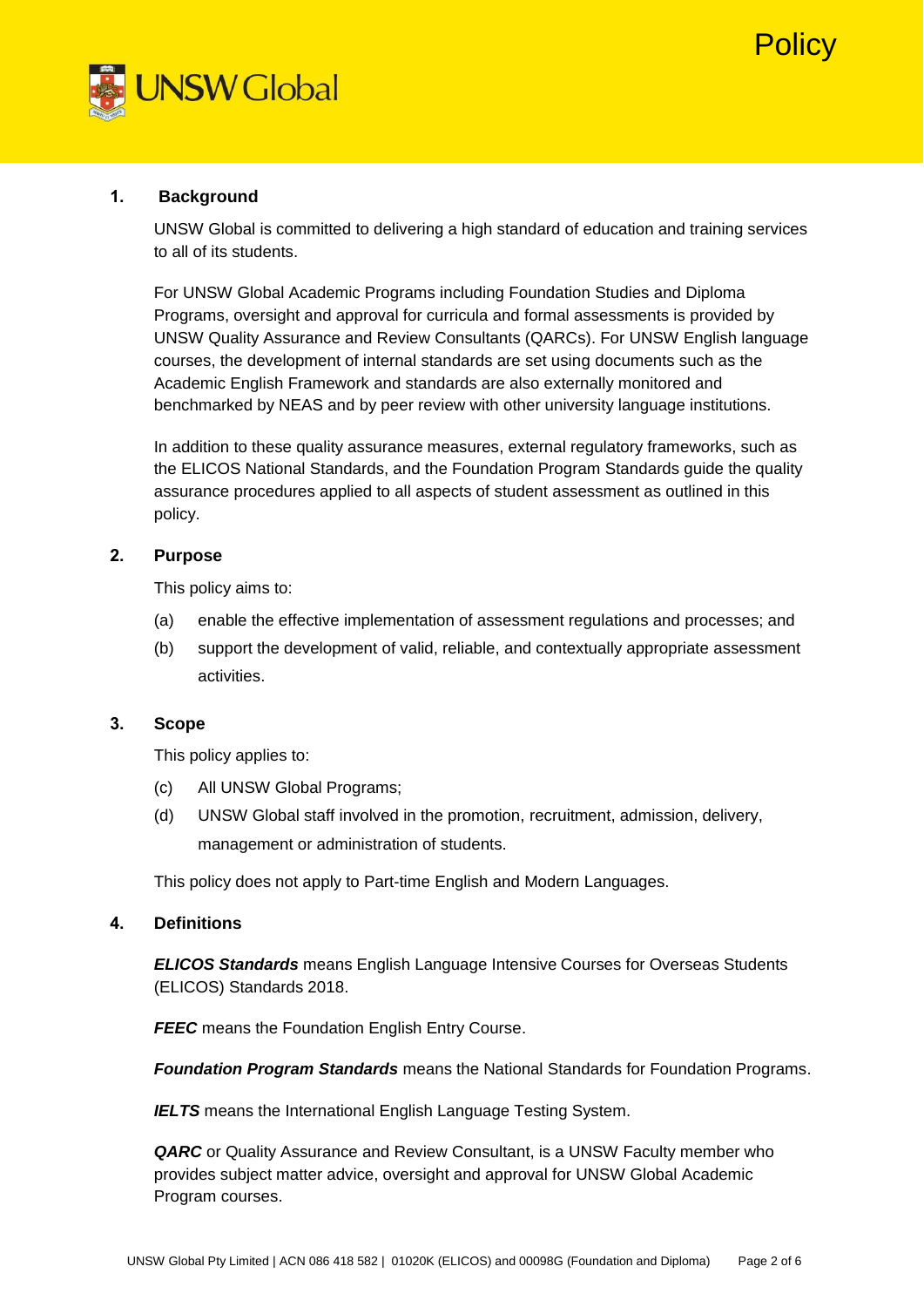## 1. Background

UNSW Global is committed to delivering a high standard of education and training services to all of its students.

For UNSW Global Academic Programs including Foundation Studies and Diploma Programs, oversight and approval for curricula and formal assessments is provided by UNSW Quality Assurance and Review Consultants (QARCs). For UNSW English language courses, the development of internal standards are set using documents such as the Academic English Framework and standards are also externally monitored and benchmarked by NEAS and by peer review with other university language institutions.

In addition to these quality assurance measures, external regulatory frameworks, such as the ELICOS National Standards, and the Foundation Program Standards guide the quality assurance procedures applied to all aspects of student assessment as outlined in this policy.

## 2. Purpose

This policy aims to:

(a) enable the effective implementation of assessment regulations and processes; and

(b) support the development of valid, reliable, and contextually appropriate assessment activities.

## 3. Scope

This policy applies to:

(c) All UNSW Global Programs;

(d) UNSW Global staff involved in the promotion, recruitment, admission, delivery, management or administration of students.

This policy does not apply to Part-time English and Modern Languages.

## 4. Definitions

***ELICOS Standards*** means English Language Intensive Courses for Overseas Students (ELICOS) Standards 2018.

***FEEC*** means the Foundation English Entry Course.

***Foundation Program Standards*** means the National Standards for Foundation Programs.

***IELTS*** means the International English Language Testing System.

***QARC*** or Quality Assurance and Review Consultant, is a UNSW Faculty member who provides subject matter advice, oversight and approval for UNSW Global Academic Program courses.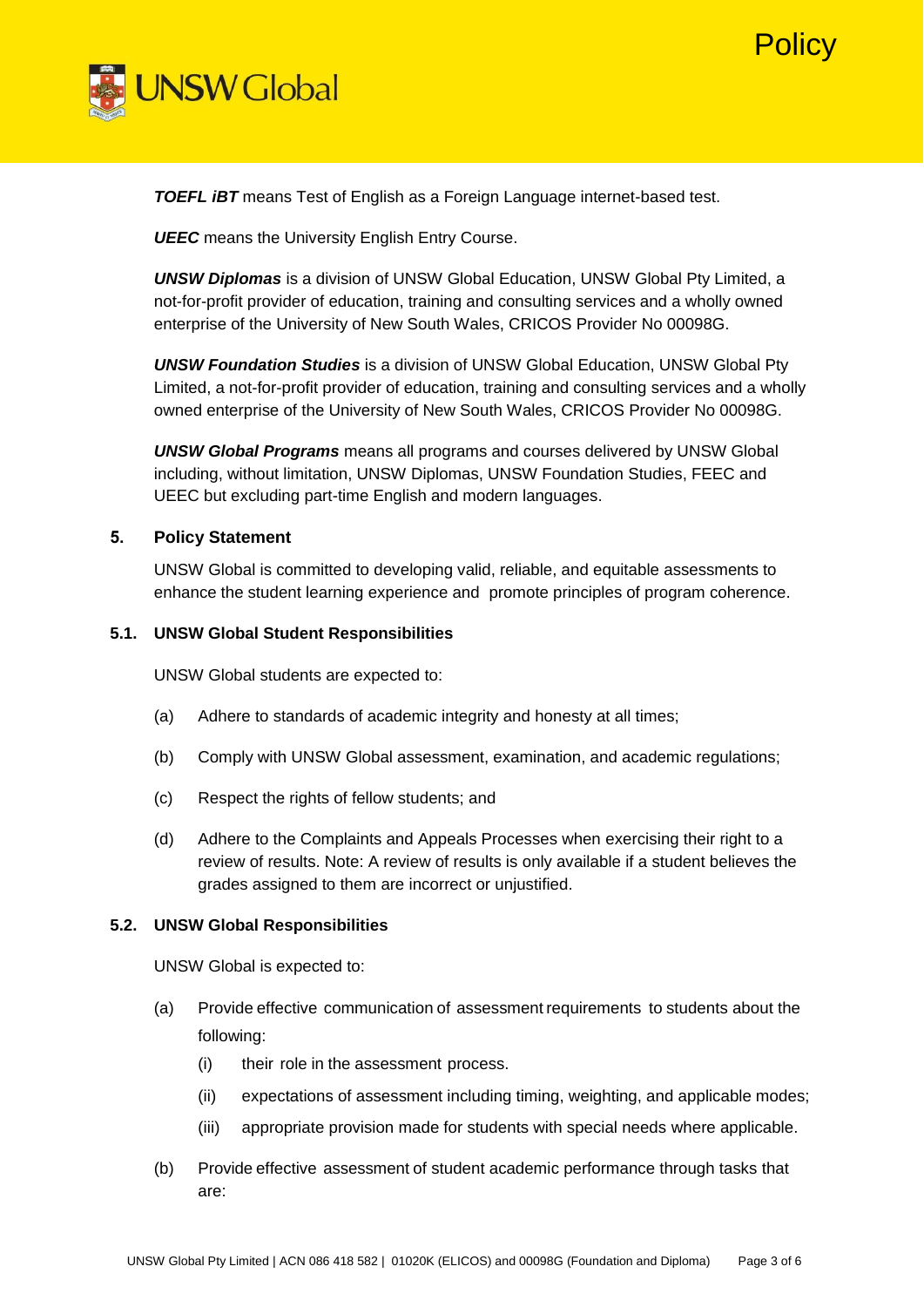***TOEFL iBT*** means Test of English as a Foreign Language internet-based test.

***UEEC*** means the University English Entry Course.

***UNSW Diplomas*** is a division of UNSW Global Education, UNSW Global Pty Limited, a not-for-profit provider of education, training and consulting services and a wholly owned enterprise of the University of New South Wales, CRICOS Provider No 00098G.

***UNSW Foundation Studies*** is a division of UNSW Global Education, UNSW Global Pty Limited, a not-for-profit provider of education, training and consulting services and a wholly owned enterprise of the University of New South Wales, CRICOS Provider No 00098G.

***UNSW Global Programs*** means all programs and courses delivered by UNSW Global including, without limitation, UNSW Diplomas, UNSW Foundation Studies, FEEC and UEEC but excluding part-time English and modern languages.

## 5. Policy Statement

UNSW Global is committed to developing valid, reliable, and equitable assessments to enhance the student learning experience and promote principles of program coherence.

### 5.1. UNSW Global Student Responsibilities

UNSW Global students are expected to:

(a) Adhere to standards of academic integrity and honesty at all times;

(b) Comply with UNSW Global assessment, examination, and academic regulations;

(c) Respect the rights of fellow students; and

(d) Adhere to the Complaints and Appeals Processes when exercising their right to a review of results. Note: A review of results is only available if a student believes the grades assigned to them are incorrect or unjustified.

### 5.2. UNSW Global Responsibilities

UNSW Global is expected to:

(a) Provide effective communication of assessment requirements to students about the following:

- (i) their role in the assessment process.
- (ii) expectations of assessment including timing, weighting, and applicable modes;
- (iii) appropriate provision made for students with special needs where applicable.

(b) Provide effective assessment of student academic performance through tasks that are: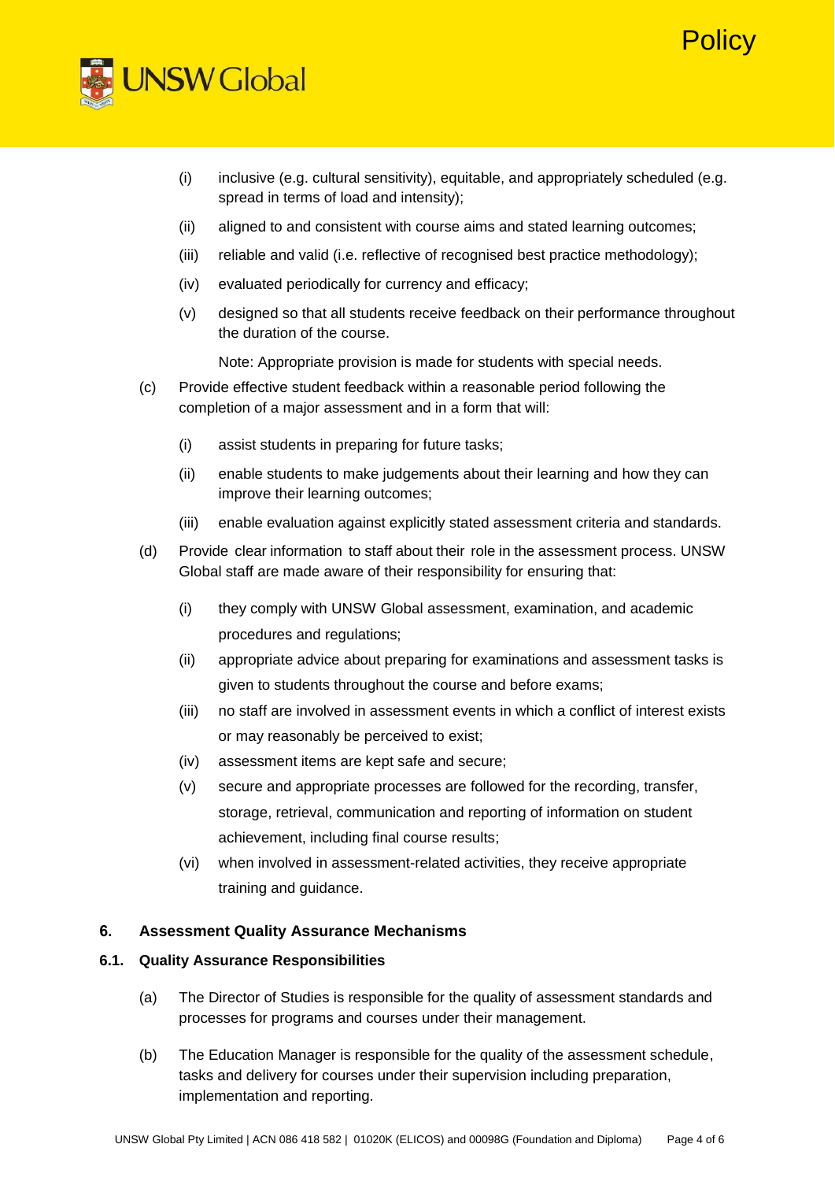(i) inclusive (e.g. cultural sensitivity), equitable, and appropriately scheduled (e.g. spread in terms of load and intensity);

(ii) aligned to and consistent with course aims and stated learning outcomes;

(iii) reliable and valid (i.e. reflective of recognised best practice methodology);

(iv) evaluated periodically for currency and efficacy;

(v) designed so that all students receive feedback on their performance throughout the duration of the course.

Note: Appropriate provision is made for students with special needs.

(c) Provide effective student feedback within a reasonable period following the completion of a major assessment and in a form that will:

(i) assist students in preparing for future tasks;

(ii) enable students to make judgements about their learning and how they can improve their learning outcomes;

(iii) enable evaluation against explicitly stated assessment criteria and standards.

(d) Provide clear information to staff about their role in the assessment process. UNSW Global staff are made aware of their responsibility for ensuring that:

(i) they comply with UNSW Global assessment, examination, and academic procedures and regulations;

(ii) appropriate advice about preparing for examinations and assessment tasks is given to students throughout the course and before exams;

(iii) no staff are involved in assessment events in which a conflict of interest exists or may reasonably be perceived to exist;

(iv) assessment items are kept safe and secure;

(v) secure and appropriate processes are followed for the recording, transfer, storage, retrieval, communication and reporting of information on student achievement, including final course results;

(vi) when involved in assessment-related activities, they receive appropriate training and guidance.

## 6. Assessment Quality Assurance Mechanisms

### 6.1. Quality Assurance Responsibilities

(a) The Director of Studies is responsible for the quality of assessment standards and processes for programs and courses under their management.

(b) The Education Manager is responsible for the quality of the assessment schedule, tasks and delivery for courses under their supervision including preparation, implementation and reporting.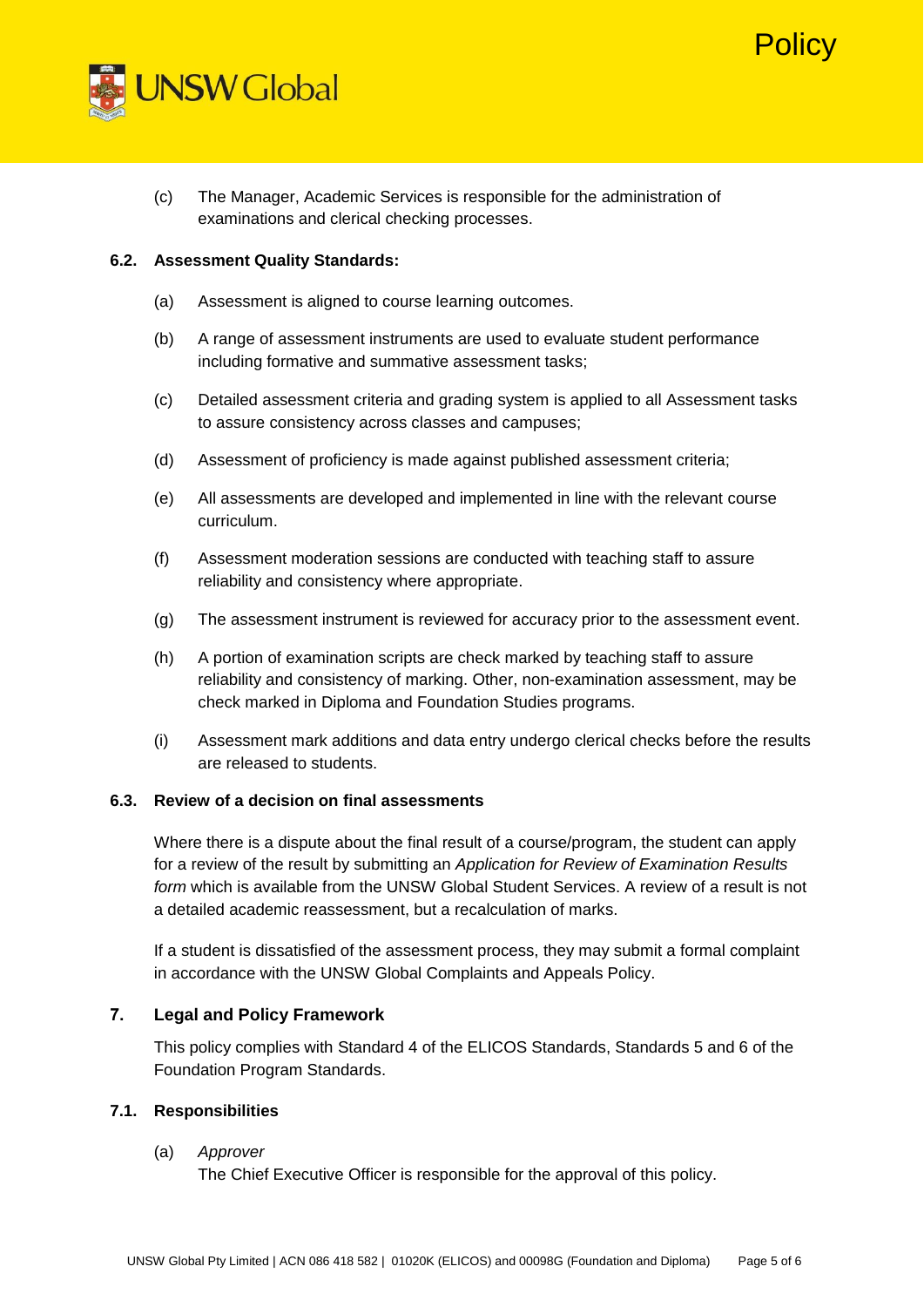(c) The Manager, Academic Services is responsible for the administration of examinations and clerical checking processes.

### 6.2. Assessment Quality Standards:

(a) Assessment is aligned to course learning outcomes.

(b) A range of assessment instruments are used to evaluate student performance including formative and summative assessment tasks;

(c) Detailed assessment criteria and grading system is applied to all Assessment tasks to assure consistency across classes and campuses;

(d) Assessment of proficiency is made against published assessment criteria;

(e) All assessments are developed and implemented in line with the relevant course curriculum.

(f) Assessment moderation sessions are conducted with teaching staff to assure reliability and consistency where appropriate.

(g) The assessment instrument is reviewed for accuracy prior to the assessment event.

(h) A portion of examination scripts are check marked by teaching staff to assure reliability and consistency of marking. Other, non-examination assessment, may be check marked in Diploma and Foundation Studies programs.

(i) Assessment mark additions and data entry undergo clerical checks before the results are released to students.

### 6.3. Review of a decision on final assessments

Where there is a dispute about the final result of a course/program, the student can apply for a review of the result by submitting an *Application for Review of Examination Results form* which is available from the UNSW Global Student Services. A review of a result is not a detailed academic reassessment, but a recalculation of marks.

If a student is dissatisfied of the assessment process, they may submit a formal complaint in accordance with the UNSW Global Complaints and Appeals Policy.

## 7. Legal and Policy Framework

This policy complies with Standard 4 of the ELICOS Standards, Standards 5 and 6 of the Foundation Program Standards.

### 7.1. Responsibilities

(a) *Approver*
The Chief Executive Officer is responsible for the approval of this policy.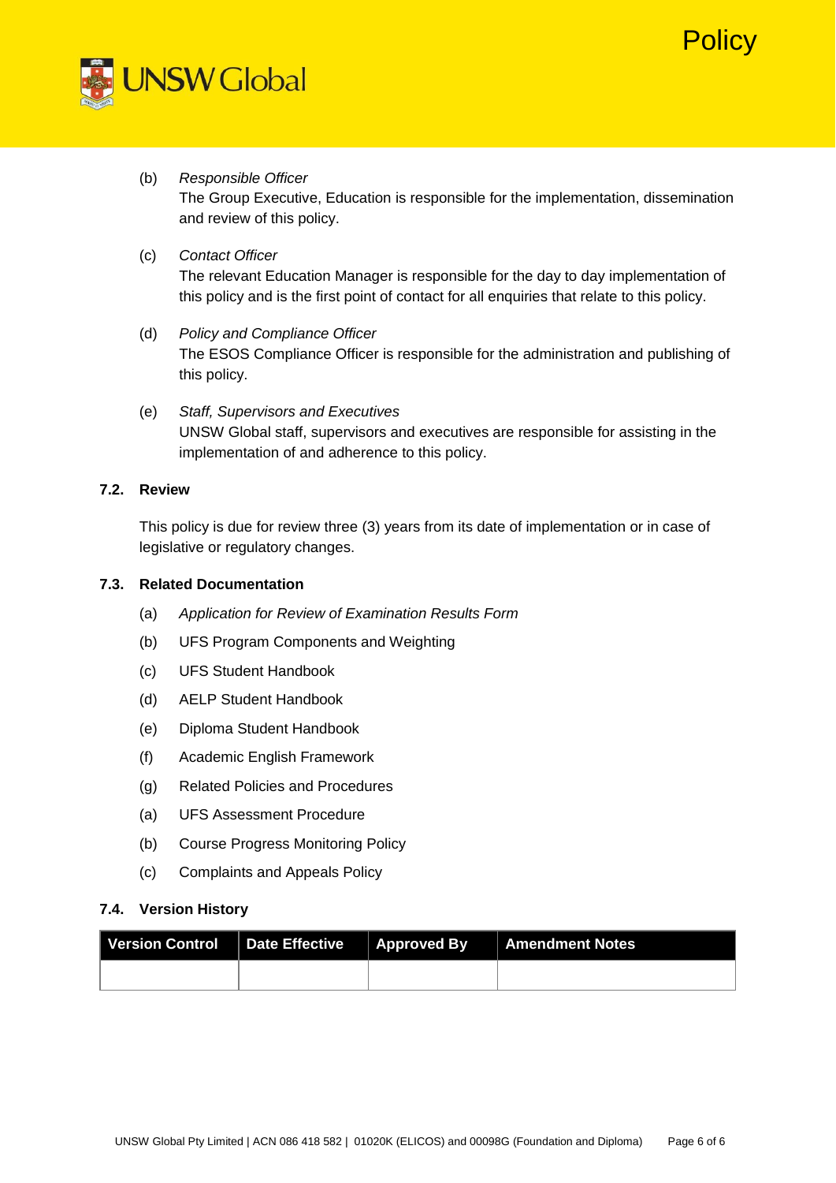(b) *Responsible Officer*
The Group Executive, Education is responsible for the implementation, dissemination and review of this policy.

(c) *Contact Officer*
The relevant Education Manager is responsible for the day to day implementation of this policy and is the first point of contact for all enquiries that relate to this policy.

(d) *Policy and Compliance Officer*
The ESOS Compliance Officer is responsible for the administration and publishing of this policy.

(e) *Staff, Supervisors and Executives*
UNSW Global staff, supervisors and executives are responsible for assisting in the implementation of and adherence to this policy.

### 7.2. Review

This policy is due for review three (3) years from its date of implementation or in case of legislative or regulatory changes.

### 7.3. Related Documentation

(a) *Application for Review of Examination Results Form*

(b) UFS Program Components and Weighting

(c) UFS Student Handbook

(d) AELP Student Handbook

(e) Diploma Student Handbook

(f) Academic English Framework

(g) Related Policies and Procedures

(a) UFS Assessment Procedure

(b) Course Progress Monitoring Policy

(c) Complaints and Appeals Policy

### 7.4. Version History

| Version Control | Date Effective | Approved By | Amendment Notes |
|---|---|---|---|
| | | | |